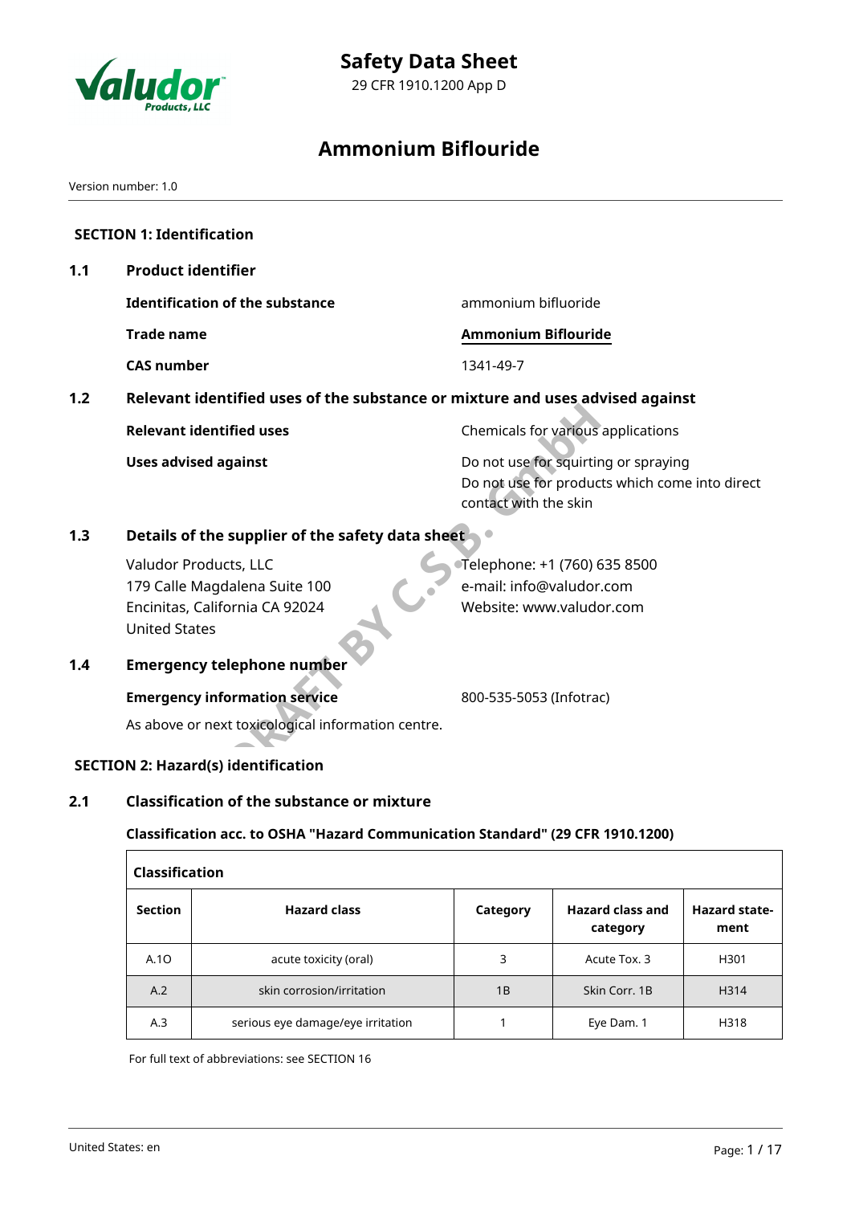# Safety Data Sheet

29 CFR 1910.1200 App D

# Ammonium Biflouride

Version number: 1.0

## SECTION 1: Identification

### 1.1 Product identifier

**Identification of the substance** ammonium bifluoride

**Trade name** **Ammonium Biflouride**

**CAS number** 1341-49-7

### 1.2 Relevant identified uses of the substance or mixture and uses advised against

**Relevant identified uses** Chemicals for various applications

**Uses advised against** Do not use for squirting or spraying
Do not use for products which come into direct contact with the skin

### 1.3 Details of the supplier of the safety data sheet

Valudor Products, LLC
179 Calle Magdalena Suite 100
Encinitas, California CA 92024
United States

Telephone: +1 (760) 635 8500
e-mail: info@valudor.com
Website: www.valudor.com

### 1.4 Emergency telephone number

**Emergency information service** 800-535-5053 (Infotrac)

As above or next toxicological information centre.

## SECTION 2: Hazard(s) identification

### 2.1 Classification of the substance or mixture

**Classification acc. to OSHA "Hazard Communication Standard" (29 CFR 1910.1200)**

| Section | Hazard class | Category | Hazard class and category | Hazard statement |
|---|---|---|---|---|
| A.1O | acute toxicity (oral) | 3 | Acute Tox. 3 | H301 |
| A.2 | skin corrosion/irritation | 1B | Skin Corr. 1B | H314 |
| A.3 | serious eye damage/eye irritation | 1 | Eye Dam. 1 | H318 |

For full text of abbreviations: see SECTION 16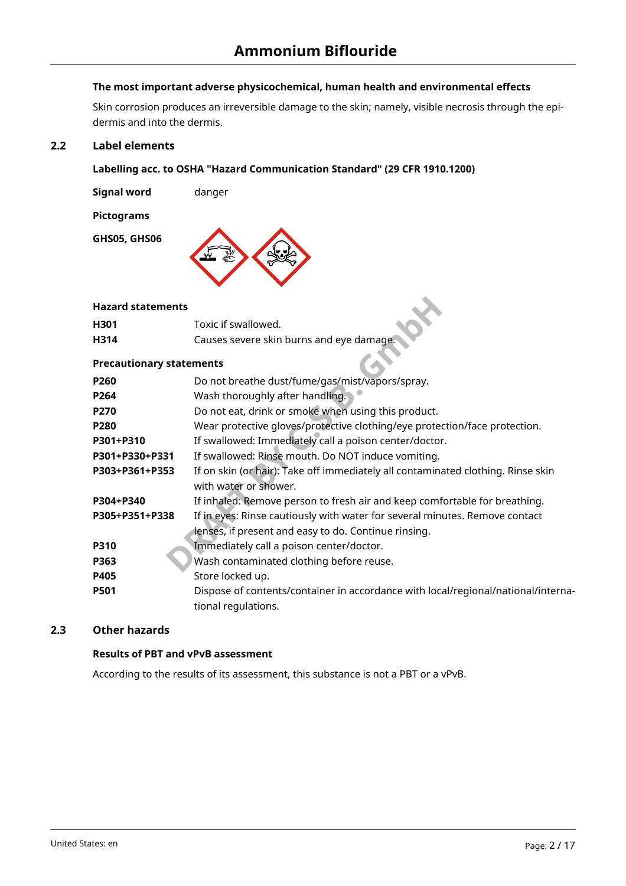**The most important adverse physicochemical, human health and environmental effects**

Skin corrosion produces an irreversible damage to the skin; namely, visible necrosis through the epidermis and into the dermis.

## 2.2 Label elements

**Labelling acc. to OSHA "Hazard Communication Standard" (29 CFR 1910.1200)**

**Signal word** danger

**Pictograms**

**GHS05, GHS06**

**Hazard statements**

| | |
|---|---|
| **H301** | Toxic if swallowed. |
| **H314** | Causes severe skin burns and eye damage. |

**Precautionary statements**

| | |
|---|---|
| **P260** | Do not breathe dust/fume/gas/mist/vapors/spray. |
| **P264** | Wash thoroughly after handling. |
| **P270** | Do not eat, drink or smoke when using this product. |
| **P280** | Wear protective gloves/protective clothing/eye protection/face protection. |
| **P301+P310** | If swallowed: Immediately call a poison center/doctor. |
| **P301+P330+P331** | If swallowed: Rinse mouth. Do NOT induce vomiting. |
| **P303+P361+P353** | If on skin (or hair): Take off immediately all contaminated clothing. Rinse skin with water or shower. |
| **P304+P340** | If inhaled: Remove person to fresh air and keep comfortable for breathing. |
| **P305+P351+P338** | If in eyes: Rinse cautiously with water for several minutes. Remove contact lenses, if present and easy to do. Continue rinsing. |
| **P310** | Immediately call a poison center/doctor. |
| **P363** | Wash contaminated clothing before reuse. |
| **P405** | Store locked up. |
| **P501** | Dispose of contents/container in accordance with local/regional/national/international regulations. |

## 2.3 Other hazards

**Results of PBT and vPvB assessment**

According to the results of its assessment, this substance is not a PBT or a vPvB.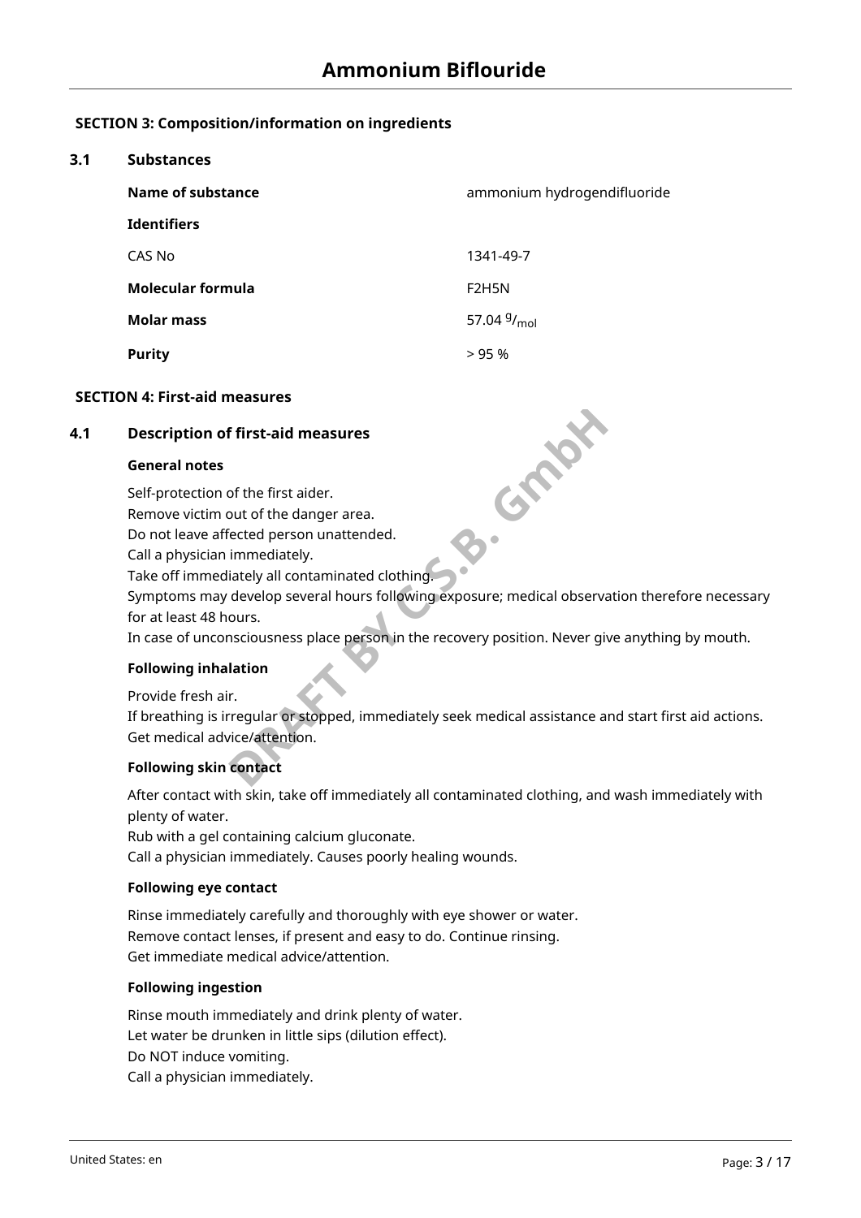## SECTION 3: Composition/information on ingredients

### 3.1 Substances

| | |
|---|---|
| **Name of substance** | ammonium hydrogendifluoride |
| **Identifiers** | |
| CAS No | 1341-49-7 |
| **Molecular formula** | F2H5N |
| **Molar mass** | 57.04 $^{g}/_{mol}$ |
| **Purity** | > 95 % |

## SECTION 4: First-aid measures

### 4.1 Description of first-aid measures

**General notes**

Self-protection of the first aider.
Remove victim out of the danger area.
Do not leave affected person unattended.
Call a physician immediately.
Take off immediately all contaminated clothing.
Symptoms may develop several hours following exposure; medical observation therefore necessary for at least 48 hours.
In case of unconsciousness place person in the recovery position. Never give anything by mouth.

**Following inhalation**

Provide fresh air.
If breathing is irregular or stopped, immediately seek medical assistance and start first aid actions.
Get medical advice/attention.

**Following skin contact**

After contact with skin, take off immediately all contaminated clothing, and wash immediately with plenty of water.
Rub with a gel containing calcium gluconate.
Call a physician immediately. Causes poorly healing wounds.

**Following eye contact**

Rinse immediately carefully and thoroughly with eye shower or water.
Remove contact lenses, if present and easy to do. Continue rinsing.
Get immediate medical advice/attention.

**Following ingestion**

Rinse mouth immediately and drink plenty of water.
Let water be drunken in little sips (dilution effect).
Do NOT induce vomiting.
Call a physician immediately.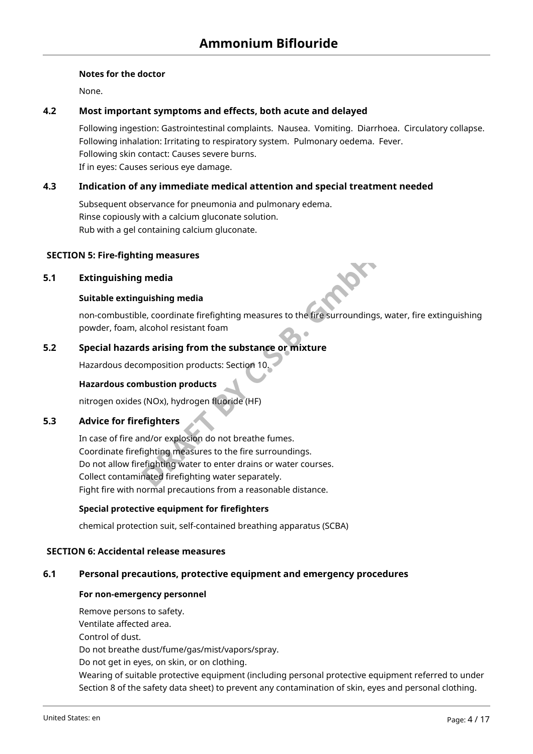**Notes for the doctor**

None.

### 4.2 Most important symptoms and effects, both acute and delayed

Following ingestion: Gastrointestinal complaints. Nausea. Vomiting. Diarrhoea. Circulatory collapse.
Following inhalation: Irritating to respiratory system. Pulmonary oedema. Fever.
Following skin contact: Causes severe burns.
If in eyes: Causes serious eye damage.

### 4.3 Indication of any immediate medical attention and special treatment needed

Subsequent observance for pneumonia and pulmonary edema.
Rinse copiously with a calcium gluconate solution.
Rub with a gel containing calcium gluconate.

## SECTION 5: Fire-fighting measures

### 5.1 Extinguishing media

**Suitable extinguishing media**

non-combustible, coordinate firefighting measures to the fire surroundings, water, fire extinguishing powder, foam, alcohol resistant foam

### 5.2 Special hazards arising from the substance or mixture

Hazardous decomposition products: Section 10.

**Hazardous combustion products**

nitrogen oxides (NOx), hydrogen fluoride (HF)

### 5.3 Advice for firefighters

In case of fire and/or explosion do not breathe fumes.
Coordinate firefighting measures to the fire surroundings.
Do not allow firefighting water to enter drains or water courses.
Collect contaminated firefighting water separately.
Fight fire with normal precautions from a reasonable distance.

**Special protective equipment for firefighters**

chemical protection suit, self-contained breathing apparatus (SCBA)

## SECTION 6: Accidental release measures

### 6.1 Personal precautions, protective equipment and emergency procedures

**For non-emergency personnel**

Remove persons to safety.
Ventilate affected area.
Control of dust.
Do not breathe dust/fume/gas/mist/vapors/spray.
Do not get in eyes, on skin, or on clothing.
Wearing of suitable protective equipment (including personal protective equipment referred to under Section 8 of the safety data sheet) to prevent any contamination of skin, eyes and personal clothing.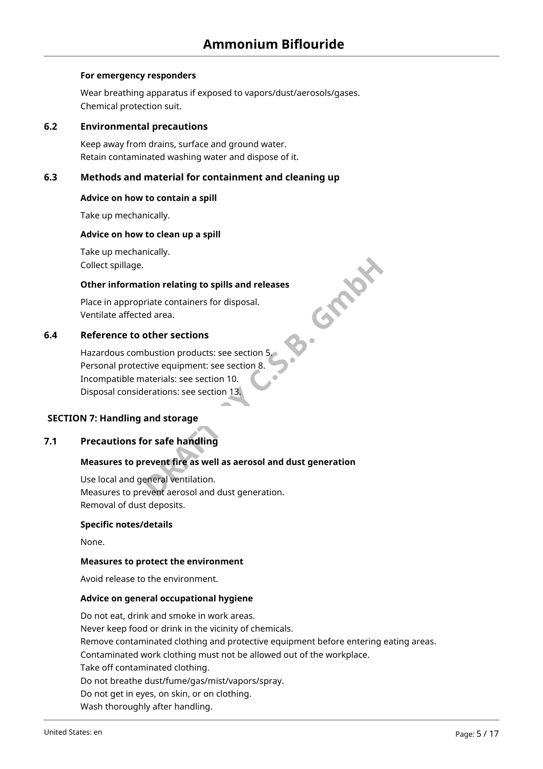**For emergency responders**

Wear breathing apparatus if exposed to vapors/dust/aerosols/gases.
Chemical protection suit.

### 6.2 Environmental precautions

Keep away from drains, surface and ground water.
Retain contaminated washing water and dispose of it.

### 6.3 Methods and material for containment and cleaning up

**Advice on how to contain a spill**

Take up mechanically.

**Advice on how to clean up a spill**

Take up mechanically.
Collect spillage.

**Other information relating to spills and releases**

Place in appropriate containers for disposal.
Ventilate affected area.

### 6.4 Reference to other sections

Hazardous combustion products: see section 5.
Personal protective equipment: see section 8.
Incompatible materials: see section 10.
Disposal considerations: see section 13.

## SECTION 7: Handling and storage

### 7.1 Precautions for safe handling

**Measures to prevent fire as well as aerosol and dust generation**

Use local and general ventilation.
Measures to prevent aerosol and dust generation.
Removal of dust deposits.

**Specific notes/details**

None.

**Measures to protect the environment**

Avoid release to the environment.

**Advice on general occupational hygiene**

Do not eat, drink and smoke in work areas.
Never keep food or drink in the vicinity of chemicals.
Remove contaminated clothing and protective equipment before entering eating areas.
Contaminated work clothing must not be allowed out of the workplace.
Take off contaminated clothing.
Do not breathe dust/fume/gas/mist/vapors/spray.
Do not get in eyes, on skin, or on clothing.
Wash thoroughly after handling.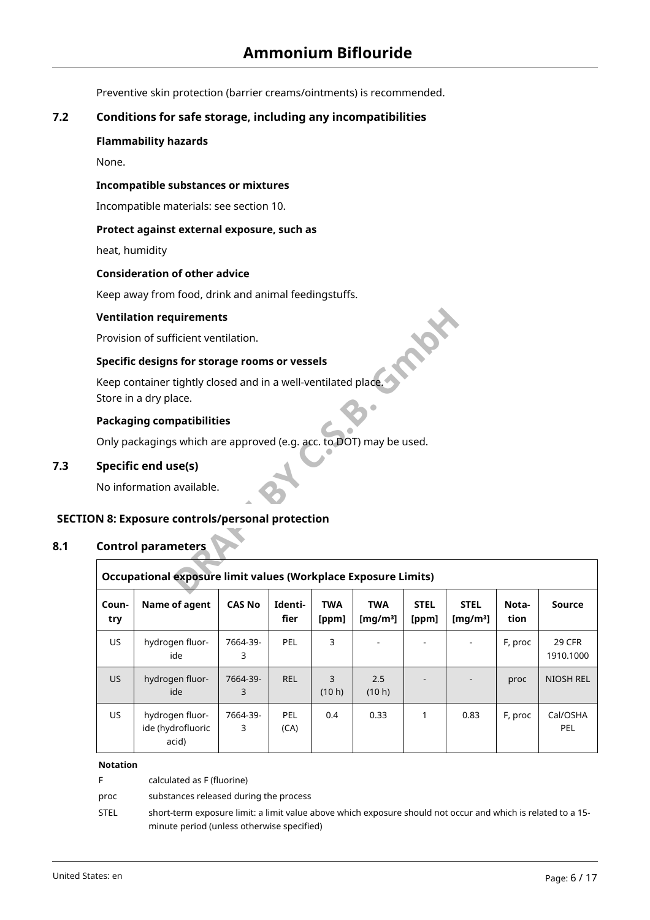Preventive skin protection (barrier creams/ointments) is recommended.

## 7.2 Conditions for safe storage, including any incompatibilities

**Flammability hazards**

None.

**Incompatible substances or mixtures**

Incompatible materials: see section 10.

**Protect against external exposure, such as**

heat, humidity

**Consideration of other advice**

Keep away from food, drink and animal feedingstuffs.

**Ventilation requirements**

Provision of sufficient ventilation.

**Specific designs for storage rooms or vessels**

Keep container tightly closed and in a well-ventilated place.
Store in a dry place.

**Packaging compatibilities**

Only packagings which are approved (e.g. acc. to DOT) may be used.

## 7.3 Specific end use(s)

No information available.

# SECTION 8: Exposure controls/personal protection

## 8.1 Control parameters

| Occupational exposure limit values (Workplace Exposure Limits) | | | | | | | | | |
|---|---|---|---|---|---|---|---|---|---|
| Country | Name of agent | CAS No | Identifier | TWA [ppm] | TWA [mg/m³] | STEL [ppm] | STEL [mg/m³] | Notation | Source |
| US | hydrogen fluoride | 7664-39-3 | PEL | 3 | - | - | - | F, proc | 29 CFR 1910.1000 |
| US | hydrogen fluoride | 7664-39-3 | REL | 3 (10 h) | 2.5 (10 h) | - | - | proc | NIOSH REL |
| US | hydrogen fluoride (hydrofluoric acid) | 7664-39-3 | PEL (CA) | 0.4 | 0.33 | 1 | 0.83 | F, proc | Cal/OSHA PEL |

**Notation**

F — calculated as F (fluorine)

proc — substances released during the process

STEL — short-term exposure limit: a limit value above which exposure should not occur and which is related to a 15-minute period (unless otherwise specified)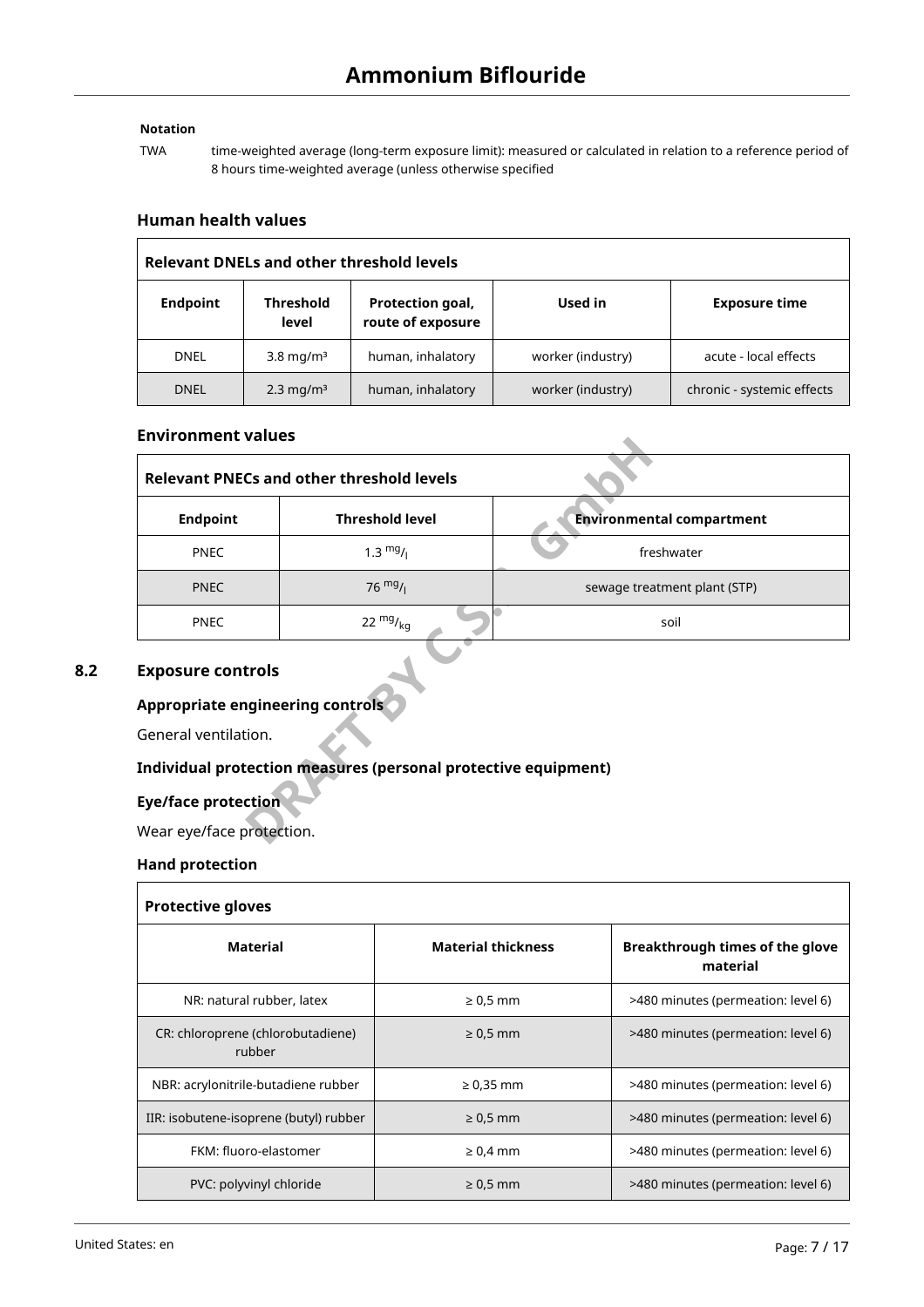**Notation**

| | |
|---|---|
| TWA | time-weighted average (long-term exposure limit): measured or calculated in relation to a reference period of 8 hours time-weighted average (unless otherwise specified |

### Human health values

| Relevant DNELs and other threshold levels | | | | |
|---|---|---|---|---|
| **Endpoint** | **Threshold level** | **Protection goal, route of exposure** | **Used in** | **Exposure time** |
| DNEL | 3.8 mg/m³ | human, inhalatory | worker (industry) | acute - local effects |
| DNEL | 2.3 mg/m³ | human, inhalatory | worker (industry) | chronic - systemic effects |

### Environment values

| Relevant PNECs and other threshold levels | | |
|---|---|---|
| **Endpoint** | **Threshold level** | **Environmental compartment** |
| PNEC | 1.3 mg/l | freshwater |
| PNEC | 76 mg/l | sewage treatment plant (STP) |
| PNEC | 22 mg/kg | soil |

## 8.2 Exposure controls

### Appropriate engineering controls

General ventilation.

### Individual protection measures (personal protective equipment)

### Eye/face protection

Wear eye/face protection.

### Hand protection

| Protective gloves | | |
|---|---|---|
| **Material** | **Material thickness** | **Breakthrough times of the glove material** |
| NR: natural rubber, latex | ≥ 0,5 mm | >480 minutes (permeation: level 6) |
| CR: chloroprene (chlorobutadiene) rubber | ≥ 0,5 mm | >480 minutes (permeation: level 6) |
| NBR: acrylonitrile-butadiene rubber | ≥ 0,35 mm | >480 minutes (permeation: level 6) |
| IIR: isobutene-isoprene (butyl) rubber | ≥ 0,5 mm | >480 minutes (permeation: level 6) |
| FKM: fluoro-elastomer | ≥ 0,4 mm | >480 minutes (permeation: level 6) |
| PVC: polyvinyl chloride | ≥ 0,5 mm | >480 minutes (permeation: level 6) |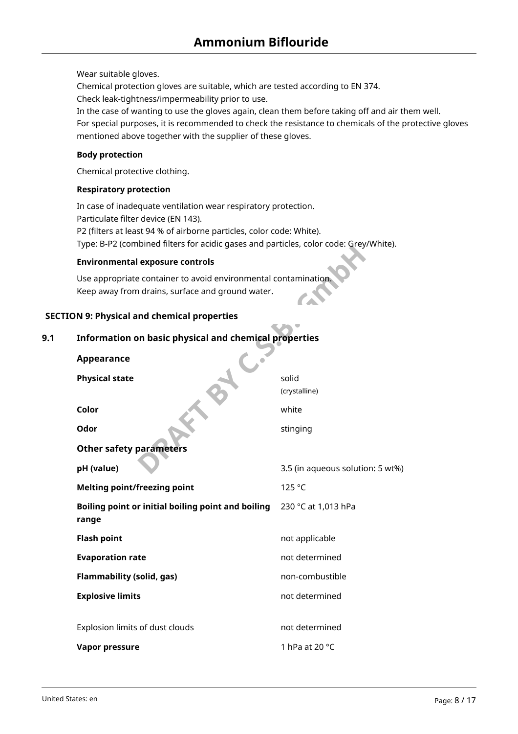Wear suitable gloves.
Chemical protection gloves are suitable, which are tested according to EN 374.
Check leak-tightness/impermeability prior to use.
In the case of wanting to use the gloves again, clean them before taking off and air them well.
For special purposes, it is recommended to check the resistance to chemicals of the protective gloves mentioned above together with the supplier of these gloves.

**Body protection**

Chemical protective clothing.

**Respiratory protection**

In case of inadequate ventilation wear respiratory protection.
Particulate filter device (EN 143).
P2 (filters at least 94 % of airborne particles, color code: White).
Type: B-P2 (combined filters for acidic gases and particles, color code: Grey/White).

**Environmental exposure controls**

Use appropriate container to avoid environmental contamination.
Keep away from drains, surface and ground water.

## SECTION 9: Physical and chemical properties

### 9.1 Information on basic physical and chemical properties

**Appearance**

| | |
|---|---|
| **Physical state** | solid (crystalline) |
| **Color** | white |
| **Odor** | stinging |

**Other safety parameters**

| | |
|---|---|
| **pH (value)** | 3.5 (in aqueous solution: 5 wt%) |
| **Melting point/freezing point** | 125 °C |
| **Boiling point or initial boiling point and boiling range** | 230 °C at 1,013 hPa |
| **Flash point** | not applicable |
| **Evaporation rate** | not determined |
| **Flammability (solid, gas)** | non-combustible |
| **Explosive limits** | not determined |
| Explosion limits of dust clouds | not determined |
| **Vapor pressure** | 1 hPa at 20 °C |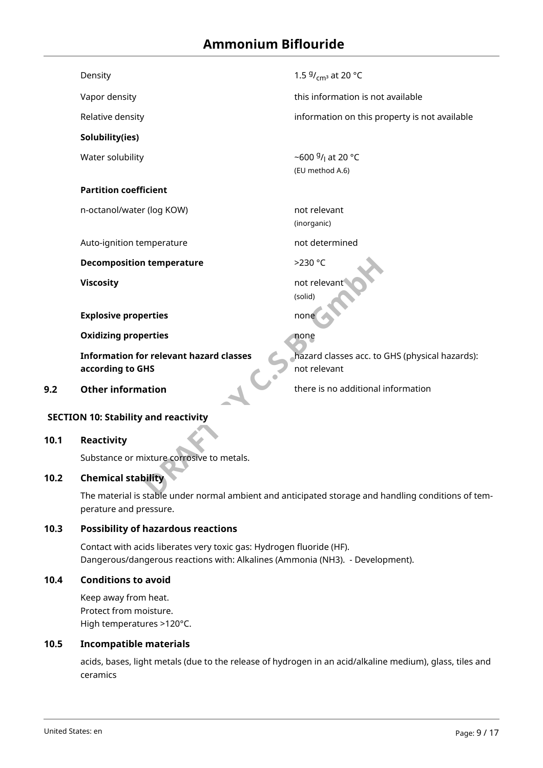| | |
|---|---|
| Density | 1.5 $^{g}/_{cm^3}$ at 20 °C |
| Vapor density | this information is not available |
| Relative density | information on this property is not available |
| **Solubility(ies)** | |
| Water solubility | ~600 $^{g}/_{l}$ at 20 °C (EU method A.6) |
| **Partition coefficient** | |
| n-octanol/water (log KOW) | not relevant (inorganic) |
| Auto-ignition temperature | not determined |
| **Decomposition temperature** | >230 °C |
| **Viscosity** | not relevant (solid) |
| **Explosive properties** | none |
| **Oxidizing properties** | none |
| **Information for relevant hazard classes according to GHS** | hazard classes acc. to GHS (physical hazards): not relevant |

**9.2 Other information** — there is no additional information

## SECTION 10: Stability and reactivity

### 10.1 Reactivity

Substance or mixture corrosive to metals.

### 10.2 Chemical stability

The material is stable under normal ambient and anticipated storage and handling conditions of temperature and pressure.

### 10.3 Possibility of hazardous reactions

Contact with acids liberates very toxic gas: Hydrogen fluoride (HF).
Dangerous/dangerous reactions with: Alkalines (Ammonia ($NH_3$)). - Development).

### 10.4 Conditions to avoid

Keep away from heat.
Protect from moisture.
High temperatures >120°C.

### 10.5 Incompatible materials

acids, bases, light metals (due to the release of hydrogen in an acid/alkaline medium), glass, tiles and ceramics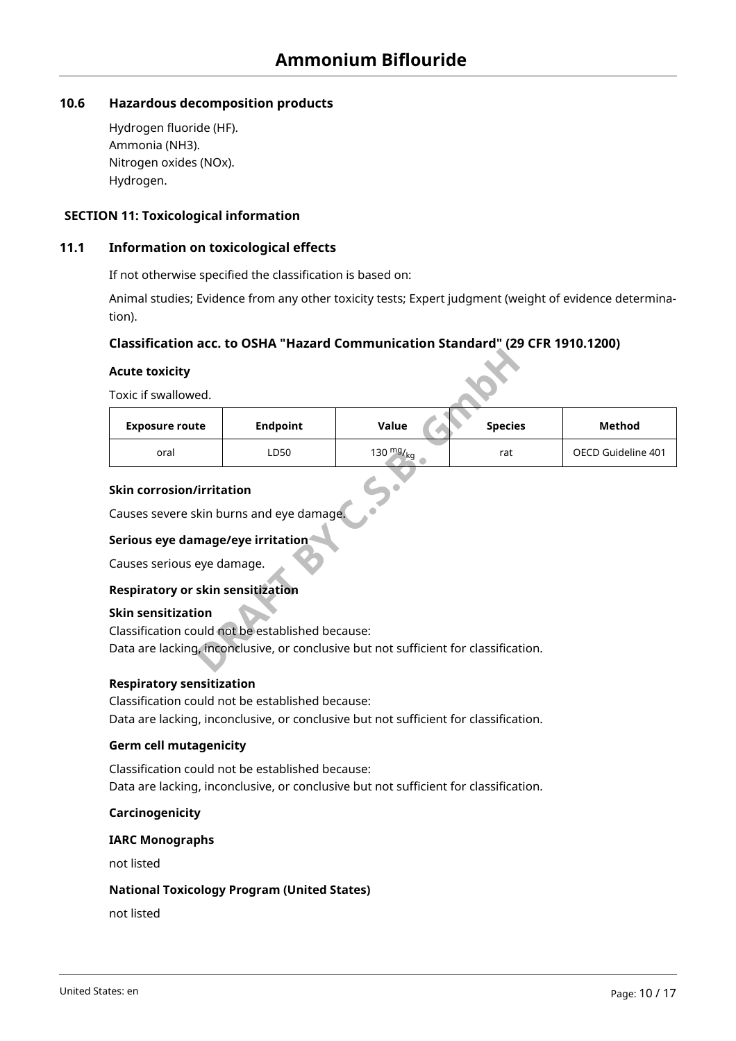### 10.6 Hazardous decomposition products

Hydrogen fluoride (HF).
Ammonia ($NH_3$).
Nitrogen oxides (NOx).
Hydrogen.

## SECTION 11: Toxicological information

### 11.1 Information on toxicological effects

If not otherwise specified the classification is based on:

Animal studies; Evidence from any other toxicity tests; Expert judgment (weight of evidence determination).

#### Classification acc. to OSHA "Hazard Communication Standard" (29 CFR 1910.1200)

**Acute toxicity**

Toxic if swallowed.

| Exposure route | Endpoint | Value | Species | Method |
|---|---|---|---|---|
| oral | LD50 | 130 $^{mg}/_{kg}$ | rat | OECD Guideline 401 |

**Skin corrosion/irritation**

Causes severe skin burns and eye damage.

**Serious eye damage/eye irritation**

Causes serious eye damage.

**Respiratory or skin sensitization**

**Skin sensitization**
Classification could not be established because:
Data are lacking, inconclusive, or conclusive but not sufficient for classification.

**Respiratory sensitization**
Classification could not be established because:
Data are lacking, inconclusive, or conclusive but not sufficient for classification.

**Germ cell mutagenicity**

Classification could not be established because:
Data are lacking, inconclusive, or conclusive but not sufficient for classification.

**Carcinogenicity**

**IARC Monographs**

not listed

**National Toxicology Program (United States)**

not listed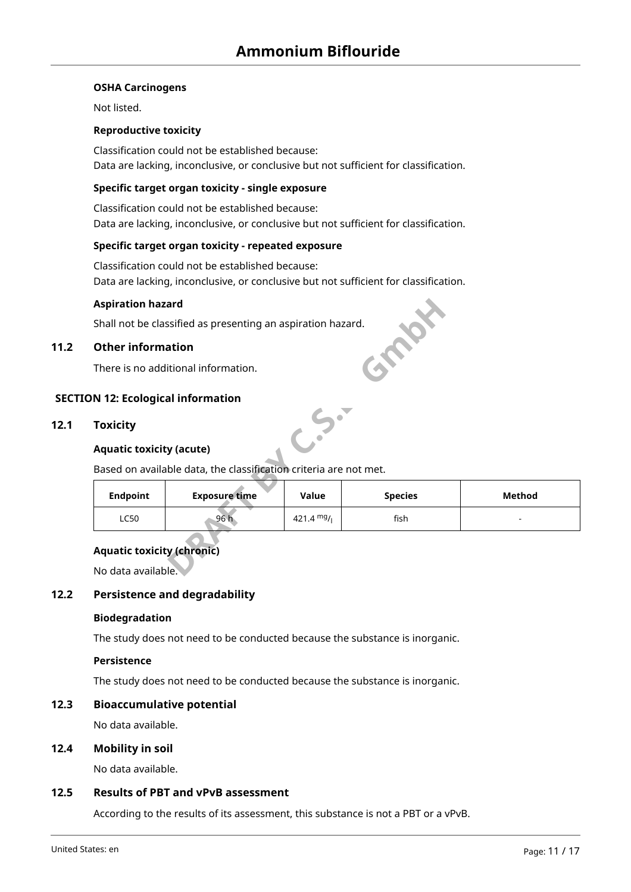**OSHA Carcinogens**

Not listed.

**Reproductive toxicity**

Classification could not be established because:
Data are lacking, inconclusive, or conclusive but not sufficient for classification.

**Specific target organ toxicity - single exposure**

Classification could not be established because:
Data are lacking, inconclusive, or conclusive but not sufficient for classification.

**Specific target organ toxicity - repeated exposure**

Classification could not be established because:
Data are lacking, inconclusive, or conclusive but not sufficient for classification.

**Aspiration hazard**

Shall not be classified as presenting an aspiration hazard.

### 11.2 Other information

There is no additional information.

## SECTION 12: Ecological information

### 12.1 Toxicity

**Aquatic toxicity (acute)**

Based on available data, the classification criteria are not met.

| Endpoint | Exposure time | Value | Species | Method |
|---|---|---|---|---|
| LC50 | 96 h | 421.4 $^{mg}/_{l}$ | fish | - |

**Aquatic toxicity (chronic)**

No data available.

### 12.2 Persistence and degradability

**Biodegradation**

The study does not need to be conducted because the substance is inorganic.

**Persistence**

The study does not need to be conducted because the substance is inorganic.

### 12.3 Bioaccumulative potential

No data available.

### 12.4 Mobility in soil

No data available.

### 12.5 Results of PBT and vPvB assessment

According to the results of its assessment, this substance is not a PBT or a vPvB.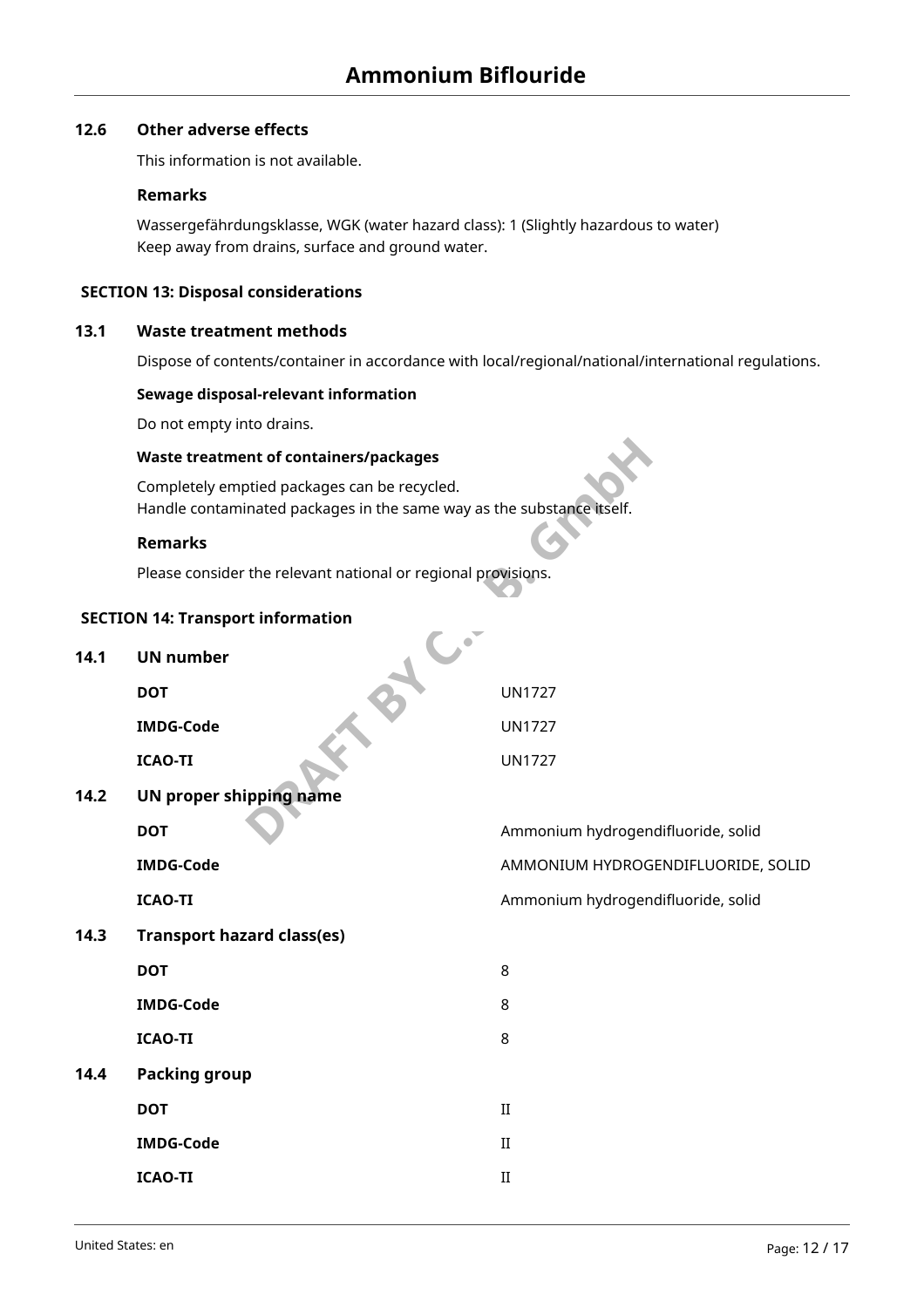### 12.6 Other adverse effects

This information is not available.

**Remarks**

Wassergefährdungsklasse, WGK (water hazard class): 1 (Slightly hazardous to water)
Keep away from drains, surface and ground water.

## SECTION 13: Disposal considerations

### 13.1 Waste treatment methods

Dispose of contents/container in accordance with local/regional/national/international regulations.

**Sewage disposal-relevant information**

Do not empty into drains.

**Waste treatment of containers/packages**

Completely emptied packages can be recycled.
Handle contaminated packages in the same way as the substance itself.

**Remarks**

Please consider the relevant national or regional provisions.

## SECTION 14: Transport information

### 14.1 UN number

| | |
|---|---|
| **DOT** | UN1727 |
| **IMDG-Code** | UN1727 |
| **ICAO-TI** | UN1727 |

### 14.2 UN proper shipping name

| | |
|---|---|
| **DOT** | Ammonium hydrogendifluoride, solid |
| **IMDG-Code** | AMMONIUM HYDROGENDIFLUORIDE, SOLID |
| **ICAO-TI** | Ammonium hydrogendifluoride, solid |

### 14.3 Transport hazard class(es)

| | |
|---|---|
| **DOT** | 8 |
| **IMDG-Code** | 8 |
| **ICAO-TI** | 8 |

### 14.4 Packing group

| | |
|---|---|
| **DOT** | II |
| **IMDG-Code** | II |
| **ICAO-TI** | II |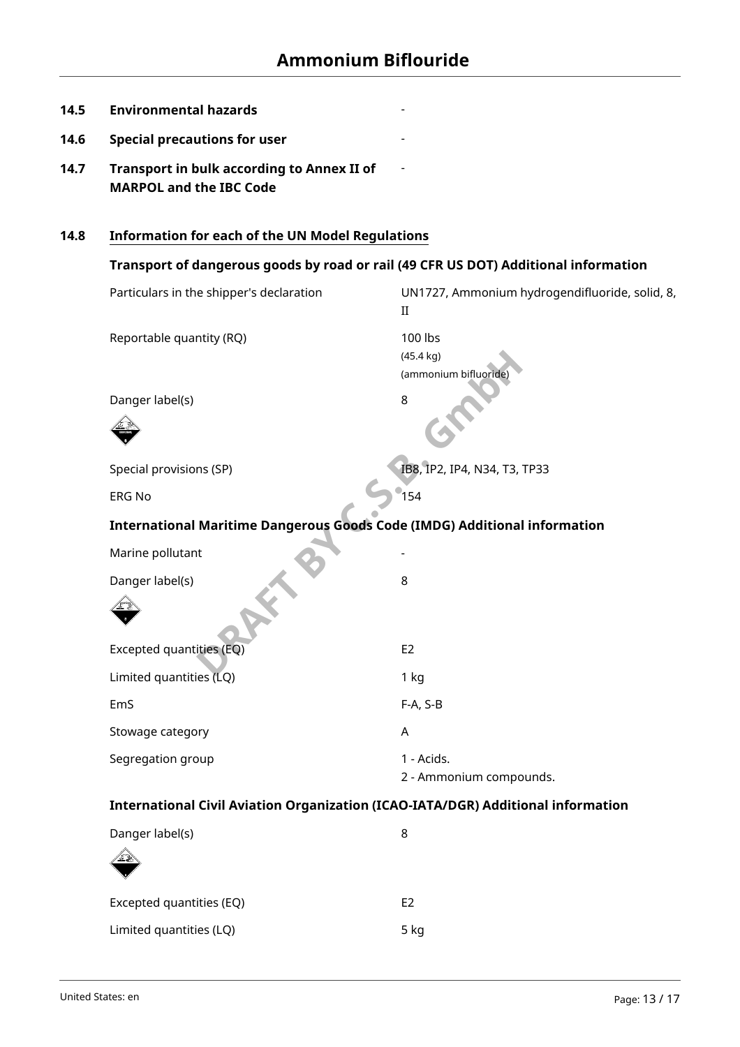| | | |
|---|---|---|
| **14.5** | **Environmental hazards** | - |
| **14.6** | **Special precautions for user** | - |
| **14.7** | **Transport in bulk according to Annex II of MARPOL and the IBC Code** | - |

## 14.8 Information for each of the UN Model Regulations

### Transport of dangerous goods by road or rail (49 CFR US DOT) Additional information

| | |
|---|---|
| Particulars in the shipper's declaration | UN1727, Ammonium hydrogendifluoride, solid, 8, II |
| Reportable quantity (RQ) | 100 lbs (45.4 kg) (ammonium bifluoride) |
| Danger label(s) | 8 |
| Special provisions (SP) | IB8, IP2, IP4, N34, T3, TP33 |
| ERG No | 154 |

### International Maritime Dangerous Goods Code (IMDG) Additional information

| | |
|---|---|
| Marine pollutant | - |
| Danger label(s) | 8 |
| Excepted quantities (EQ) | E2 |
| Limited quantities (LQ) | 1 kg |
| EmS | F-A, S-B |
| Stowage category | A |
| Segregation group | 1 - Acids.<br>2 - Ammonium compounds. |

### International Civil Aviation Organization (ICAO-IATA/DGR) Additional information

| | |
|---|---|
| Danger label(s) | 8 |
| Excepted quantities (EQ) | E2 |
| Limited quantities (LQ) | 5 kg |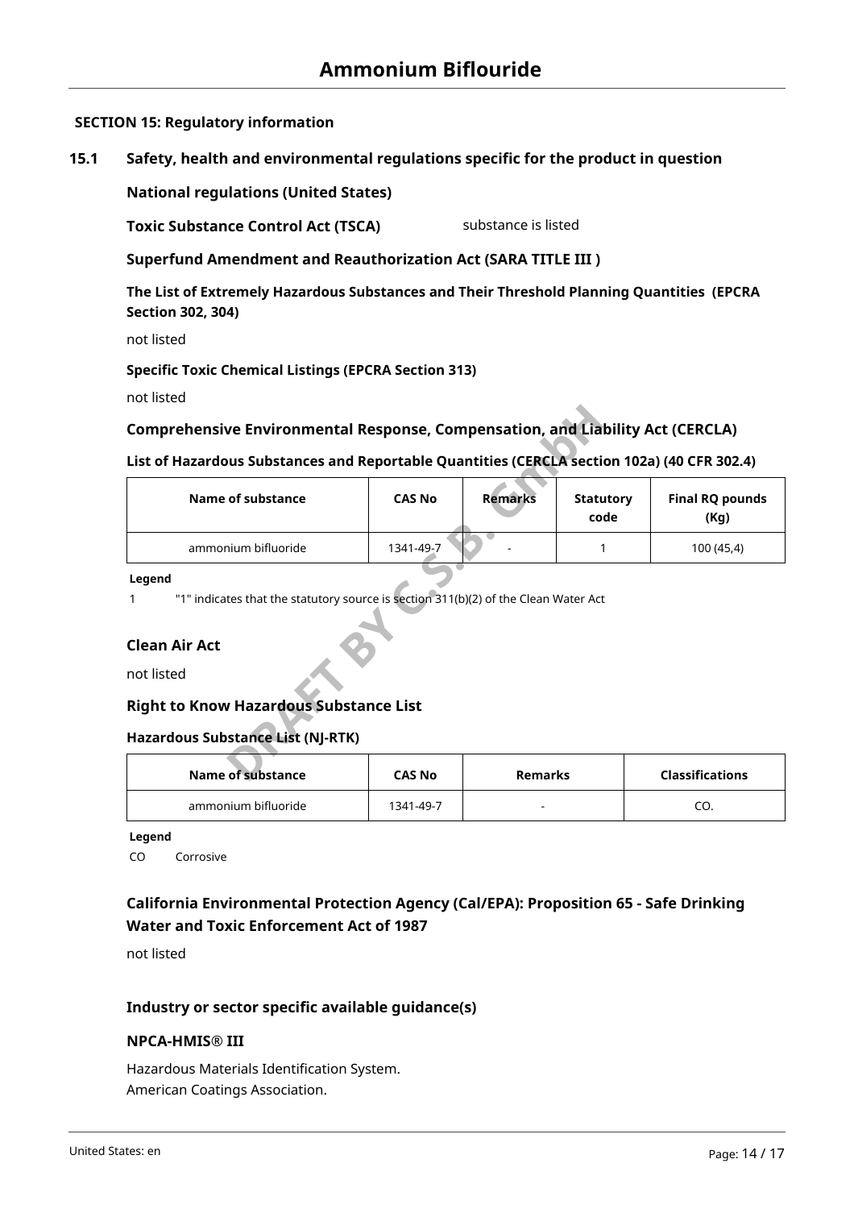# Ammonium Biflouride

## SECTION 15: Regulatory information

### 15.1 Safety, health and environmental regulations specific for the product in question

**National regulations (United States)**

**Toxic Substance Control Act (TSCA)** substance is listed

**Superfund Amendment and Reauthorization Act (SARA TITLE III )**

**The List of Extremely Hazardous Substances and Their Threshold Planning Quantities (EPCRA Section 302, 304)**

not listed

**Specific Toxic Chemical Listings (EPCRA Section 313)**

not listed

**Comprehensive Environmental Response, Compensation, and Liability Act (CERCLA)**

**List of Hazardous Substances and Reportable Quantities (CERCLA section 102a) (40 CFR 302.4)**

| Name of substance | CAS No | Remarks | Statutory code | Final RQ pounds (Kg) |
|---|---|---|---|---|
| ammonium bifluoride | 1341-49-7 | - | 1 | 100 (45,4) |

**Legend**

1 "1" indicates that the statutory source is section 311(b)(2) of the Clean Water Act

**Clean Air Act**

not listed

**Right to Know Hazardous Substance List**

**Hazardous Substance List (NJ-RTK)**

| Name of substance | CAS No | Remarks | Classifications |
|---|---|---|---|
| ammonium bifluoride | 1341-49-7 | - | CO. |

**Legend**

CO Corrosive

**California Environmental Protection Agency (Cal/EPA): Proposition 65 - Safe Drinking Water and Toxic Enforcement Act of 1987**

not listed

**Industry or sector specific available guidance(s)**

**NPCA-HMIS® III**

Hazardous Materials Identification System.
American Coatings Association.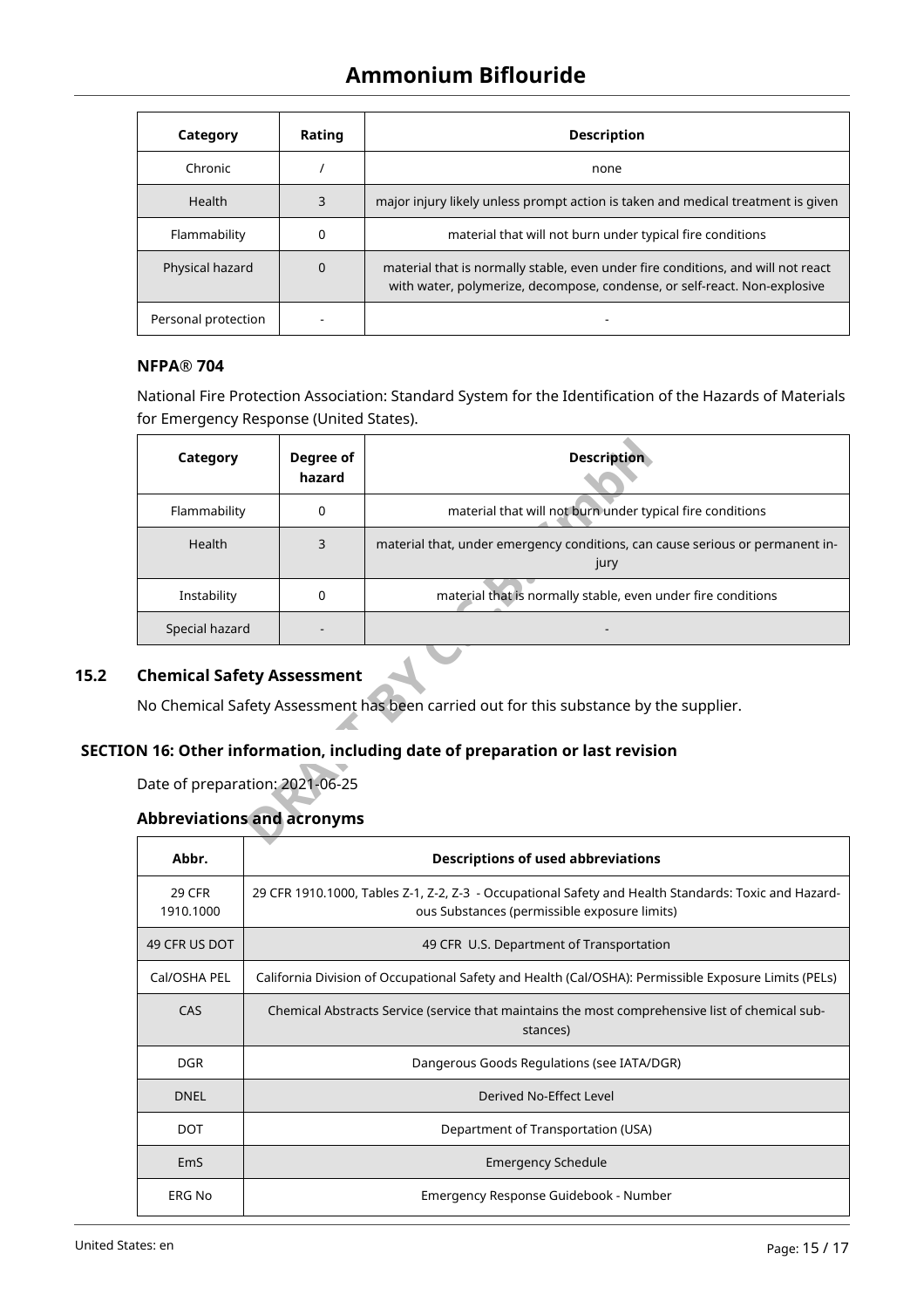| Category | Rating | Description |
|---|---|---|
| Chronic | / | none |
| Health | 3 | major injury likely unless prompt action is taken and medical treatment is given |
| Flammability | 0 | material that will not burn under typical fire conditions |
| Physical hazard | 0 | material that is normally stable, even under fire conditions, and will not react with water, polymerize, decompose, condense, or self-react. Non-explosive |
| Personal protection | - | - |

### NFPA® 704

National Fire Protection Association: Standard System for the Identification of the Hazards of Materials for Emergency Response (United States).

| Category | Degree of hazard | Description |
|---|---|---|
| Flammability | 0 | material that will not burn under typical fire conditions |
| Health | 3 | material that, under emergency conditions, can cause serious or permanent injury |
| Instability | 0 | material that is normally stable, even under fire conditions |
| Special hazard | - | - |

## 15.2 Chemical Safety Assessment

No Chemical Safety Assessment has been carried out for this substance by the supplier.

## SECTION 16: Other information, including date of preparation or last revision

Date of preparation: 2021-06-25

### Abbreviations and acronyms

| Abbr. | Descriptions of used abbreviations |
|---|---|
| 29 CFR 1910.1000 | 29 CFR 1910.1000, Tables Z-1, Z-2, Z-3 - Occupational Safety and Health Standards: Toxic and Hazardous Substances (permissible exposure limits) |
| 49 CFR US DOT | 49 CFR U.S. Department of Transportation |
| Cal/OSHA PEL | California Division of Occupational Safety and Health (Cal/OSHA): Permissible Exposure Limits (PELs) |
| CAS | Chemical Abstracts Service (service that maintains the most comprehensive list of chemical substances) |
| DGR | Dangerous Goods Regulations (see IATA/DGR) |
| DNEL | Derived No-Effect Level |
| DOT | Department of Transportation (USA) |
| EmS | Emergency Schedule |
| ERG No | Emergency Response Guidebook - Number |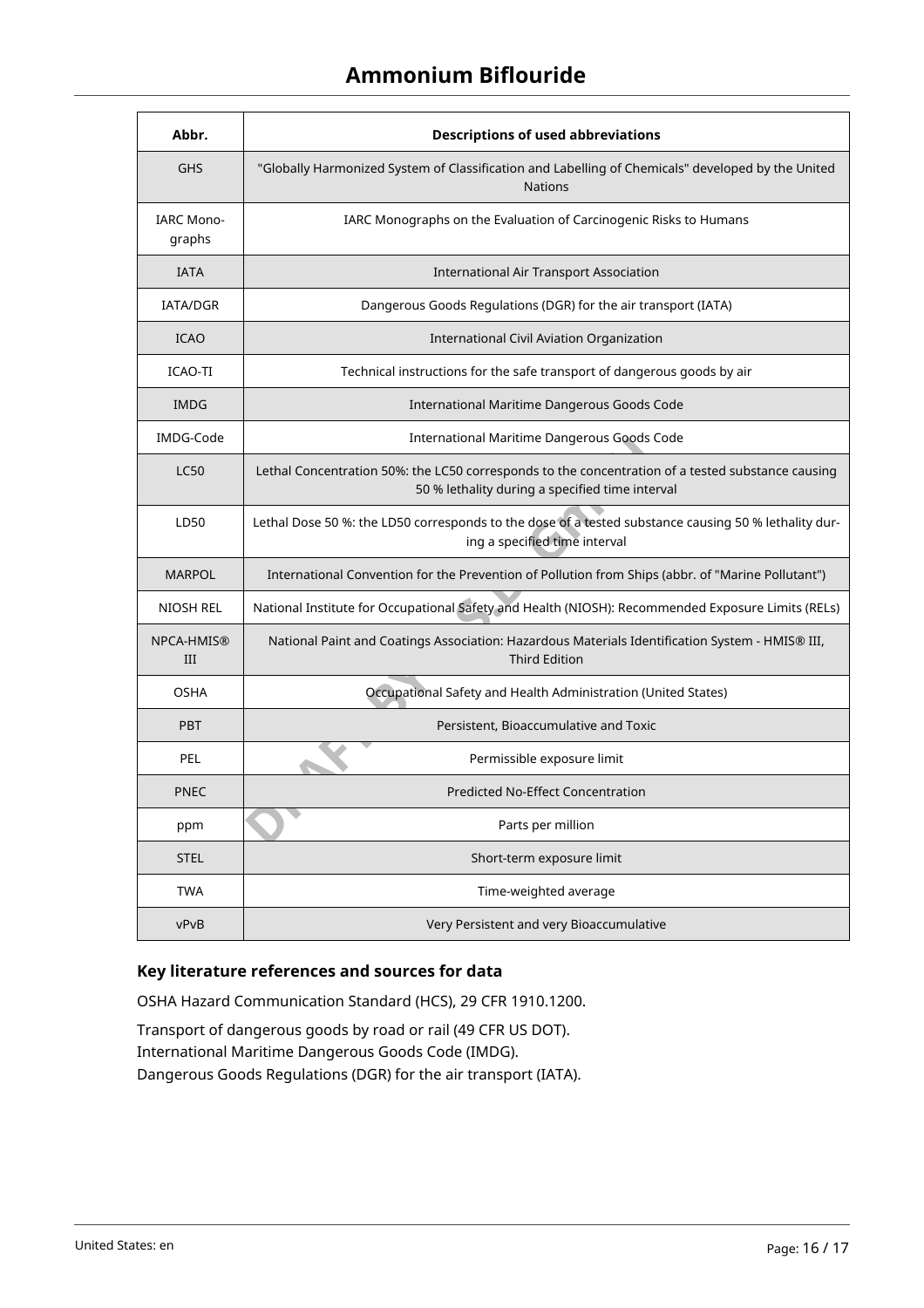| Abbr. | Descriptions of used abbreviations |
|---|---|
| GHS | "Globally Harmonized System of Classification and Labelling of Chemicals" developed by the United Nations |
| IARC Monographs | IARC Monographs on the Evaluation of Carcinogenic Risks to Humans |
| IATA | International Air Transport Association |
| IATA/DGR | Dangerous Goods Regulations (DGR) for the air transport (IATA) |
| ICAO | International Civil Aviation Organization |
| ICAO-TI | Technical instructions for the safe transport of dangerous goods by air |
| IMDG | International Maritime Dangerous Goods Code |
| IMDG-Code | International Maritime Dangerous Goods Code |
| LC50 | Lethal Concentration 50%: the LC50 corresponds to the concentration of a tested substance causing 50 % lethality during a specified time interval |
| LD50 | Lethal Dose 50 %: the LD50 corresponds to the dose of a tested substance causing 50 % lethality during a specified time interval |
| MARPOL | International Convention for the Prevention of Pollution from Ships (abbr. of "Marine Pollutant") |
| NIOSH REL | National Institute for Occupational Safety and Health (NIOSH): Recommended Exposure Limits (RELs) |
| NPCA-HMIS® III | National Paint and Coatings Association: Hazardous Materials Identification System - HMIS® III, Third Edition |
| OSHA | Occupational Safety and Health Administration (United States) |
| PBT | Persistent, Bioaccumulative and Toxic |
| PEL | Permissible exposure limit |
| PNEC | Predicted No-Effect Concentration |
| ppm | Parts per million |
| STEL | Short-term exposure limit |
| TWA | Time-weighted average |
| vPvB | Very Persistent and very Bioaccumulative |

### Key literature references and sources for data

OSHA Hazard Communication Standard (HCS), 29 CFR 1910.1200.

Transport of dangerous goods by road or rail (49 CFR US DOT).
International Maritime Dangerous Goods Code (IMDG).
Dangerous Goods Regulations (DGR) for the air transport (IATA).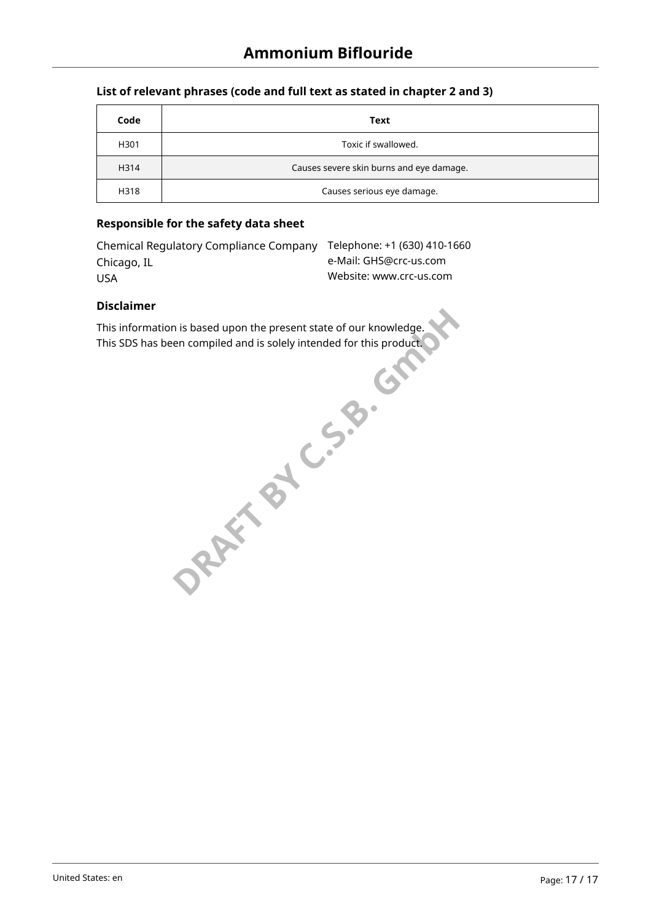### List of relevant phrases (code and full text as stated in chapter 2 and 3)

| Code | Text |
|---|---|
| H301 | Toxic if swallowed. |
| H314 | Causes severe skin burns and eye damage. |
| H318 | Causes serious eye damage. |

### Responsible for the safety data sheet

Chemical Regulatory Compliance Company
Chicago, IL
USA

Telephone: +1 (630) 410-1660
e-Mail: GHS@crc-us.com
Website: www.crc-us.com

### Disclaimer

This information is based upon the present state of our knowledge.
This SDS has been compiled and is solely intended for this product.

DRAFT BY C.S.B. GmbH